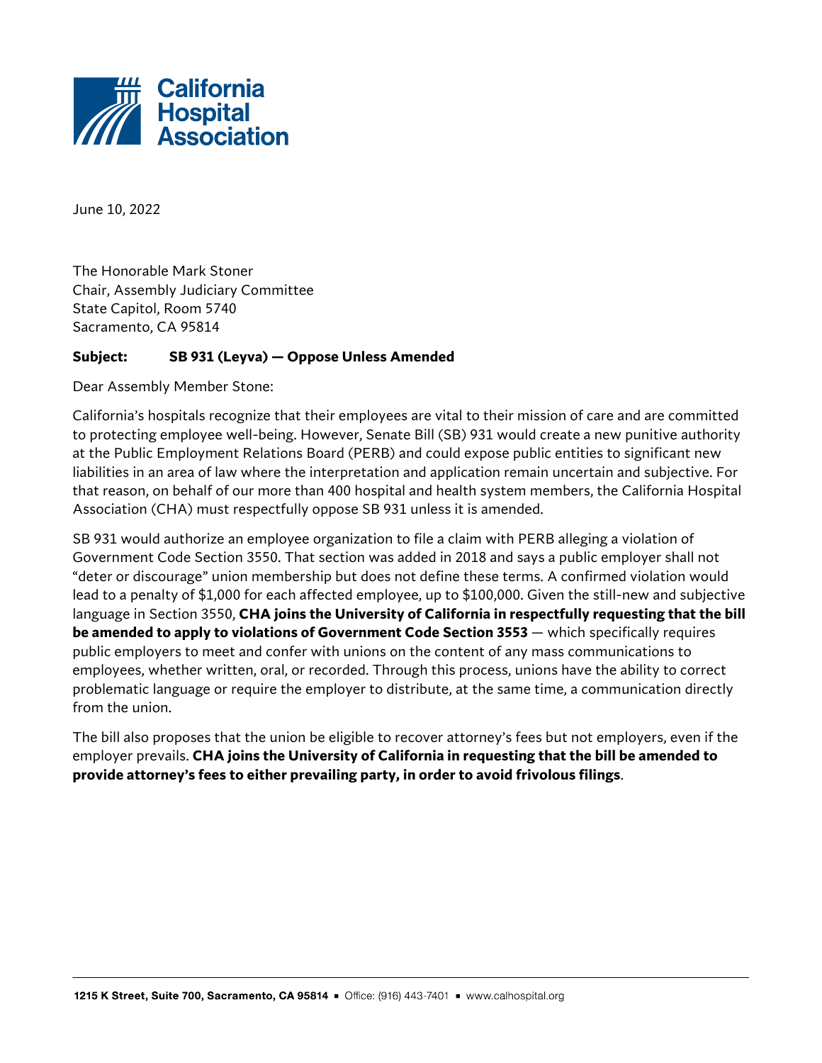California Hospital Association

June 10, 2022

The Honorable Mark Stoner
Chair, Assembly Judiciary Committee
State Capitol, Room 5740
Sacramento, CA 95814

**Subject: SB 931 (Leyva) — Oppose Unless Amended**

Dear Assembly Member Stone:

California's hospitals recognize that their employees are vital to their mission of care and are committed to protecting employee well-being. However, Senate Bill (SB) 931 would create a new punitive authority at the Public Employment Relations Board (PERB) and could expose public entities to significant new liabilities in an area of law where the interpretation and application remain uncertain and subjective. For that reason, on behalf of our more than 400 hospital and health system members, the California Hospital Association (CHA) must respectfully oppose SB 931 unless it is amended.

SB 931 would authorize an employee organization to file a claim with PERB alleging a violation of Government Code Section 3550. That section was added in 2018 and says a public employer shall not "deter or discourage" union membership but does not define these terms. A confirmed violation would lead to a penalty of $1,000 for each affected employee, up to $100,000. Given the still-new and subjective language in Section 3550, **CHA joins the University of California in respectfully requesting that the bill be amended to apply to violations of Government Code Section 3553** — which specifically requires public employers to meet and confer with unions on the content of any mass communications to employees, whether written, oral, or recorded. Through this process, unions have the ability to correct problematic language or require the employer to distribute, at the same time, a communication directly from the union.

The bill also proposes that the union be eligible to recover attorney's fees but not employers, even if the employer prevails. **CHA joins the University of California in requesting that the bill be amended to provide attorney's fees to either prevailing party, in order to avoid frivolous filings**.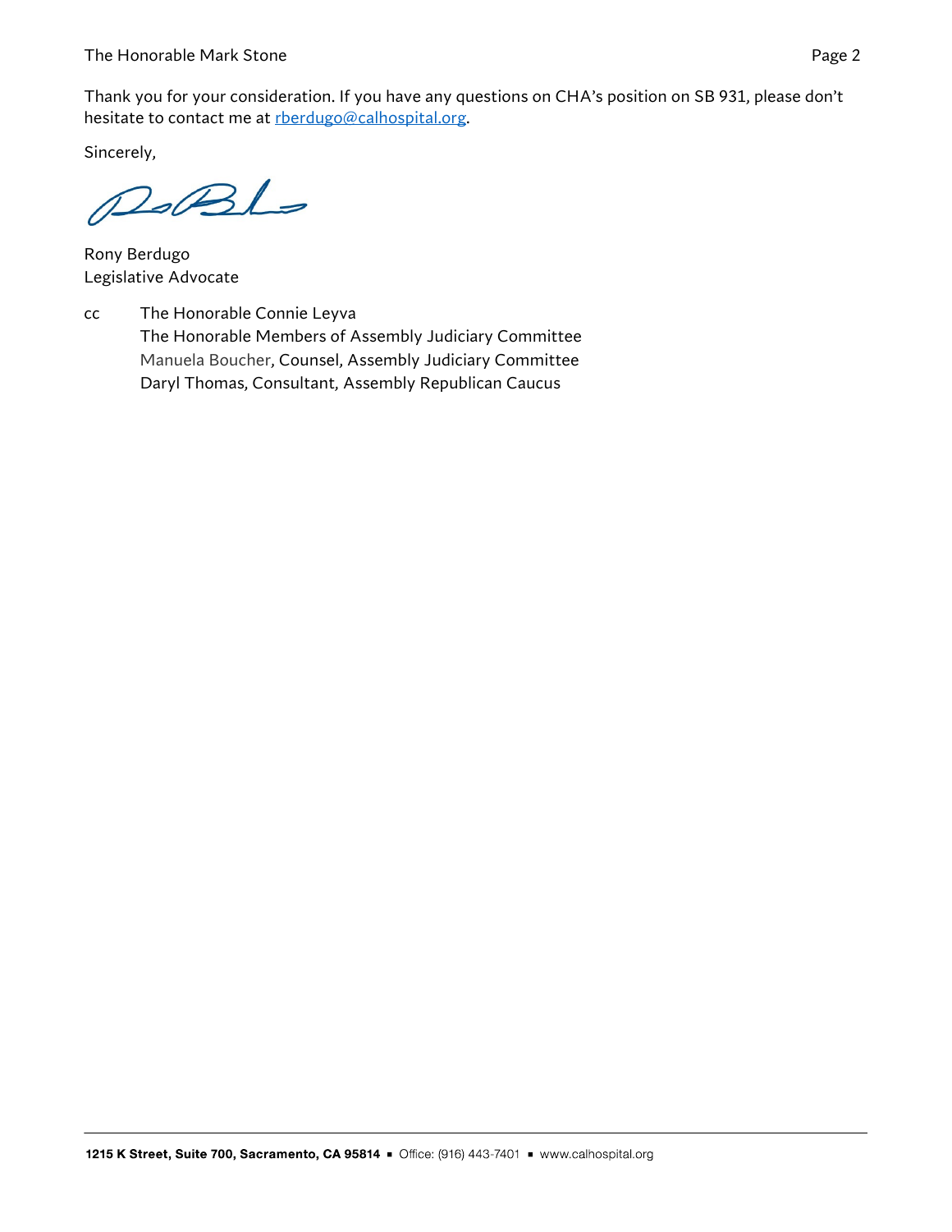Thank you for your consideration. If you have any questions on CHA's position on SB 931, please don't hesitate to contact me at [rberdugo@calhospital.org](mailto:rberdugo@calhospital.org).

Sincerely,

Rony Berdugo
Legislative Advocate

cc The Honorable Connie Leyva
The Honorable Members of Assembly Judiciary Committee
Manuela Boucher, Counsel, Assembly Judiciary Committee
Daryl Thomas, Consultant, Assembly Republican Caucus